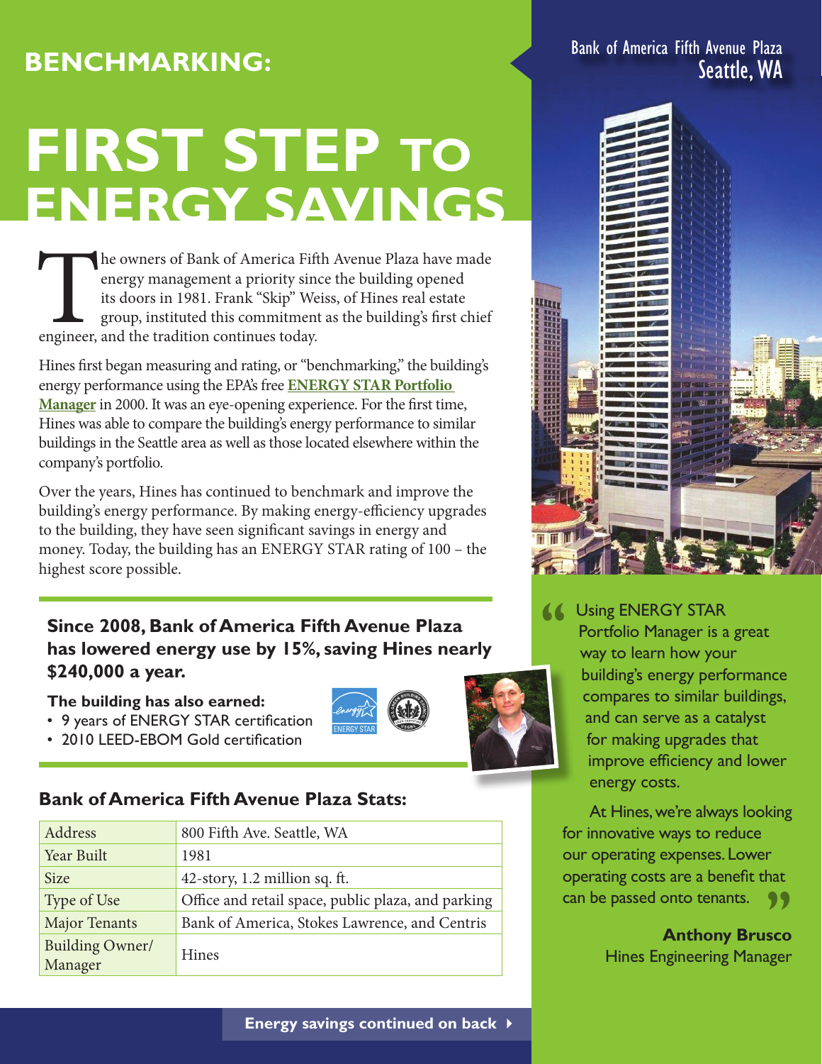# BENCHMARKING:

# FIRST STEP TO ENERGY SAVINGS

The owners of Bank of America Fifth Avenue Plaza have made energy management a priority since the building opened its doors in 1981. Frank "Skip" Weiss, of Hines real estate group, instituted this commitment as the building's first chief engineer, and the tradition continues today.

Hines first began measuring and rating, or "benchmarking," the building's energy performance using the EPA's free **ENERGY STAR Portfolio Manager** in 2000. It was an eye-opening experience. For the first time, Hines was able to compare the building's energy performance to similar buildings in the Seattle area as well as those located elsewhere within the company's portfolio.

Over the years, Hines has continued to benchmark and improve the building's energy performance. By making energy-efficiency upgrades to the building, they have seen significant savings in energy and money. Today, the building has an ENERGY STAR rating of 100 – the highest score possible.

**Since 2008, Bank of America Fifth Avenue Plaza has lowered energy use by 15%, saving Hines nearly $240,000 a year.**

**The building has also earned:**

- 9 years of ENERGY STAR certification
- 2010 LEED-EBOM Gold certification

### Bank of America Fifth Avenue Plaza Stats:

| Address | 800 Fifth Ave. Seattle, WA |
|---|---|
| Year Built | 1981 |
| Size | 42-story, 1.2 million sq. ft. |
| Type of Use | Office and retail space, public plaza, and parking |
| Major Tenants | Bank of America, Stokes Lawrence, and Centris |
| Building Owner/ Manager | Hines |

**Energy savings continued on back**

Bank of America Fifth Avenue Plaza
Seattle, WA

"Using ENERGY STAR Portfolio Manager is a great way to learn how your building's energy performance compares to similar buildings, and can serve as a catalyst for making upgrades that improve efficiency and lower energy costs.

At Hines, we're always looking for innovative ways to reduce our operating expenses. Lower operating costs are a benefit that can be passed onto tenants."

**Anthony Brusco**
Hines Engineering Manager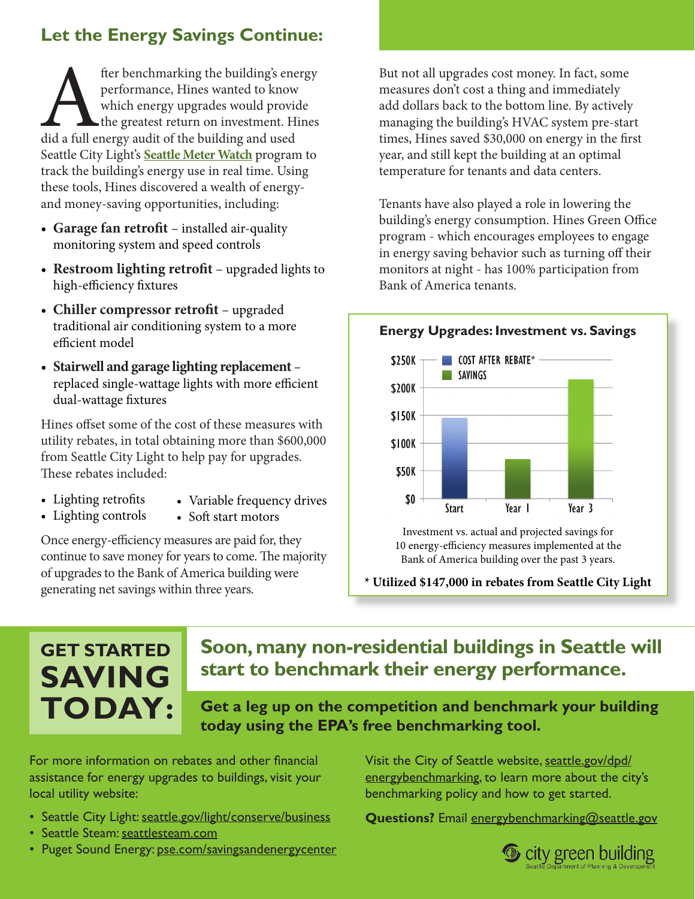## Let the Energy Savings Continue:

After benchmarking the building's energy performance, Hines wanted to know which energy upgrades would provide the greatest return on investment. Hines did a full energy audit of the building and used Seattle City Light's **Seattle Meter Watch** program to track the building's energy use in real time. Using these tools, Hines discovered a wealth of energy- and money-saving opportunities, including:

- **Garage fan retrofit** – installed air-quality monitoring system and speed controls
- **Restroom lighting retrofit** – upgraded lights to high-efficiency fixtures
- **Chiller compressor retrofit** – upgraded traditional air conditioning system to a more efficient model
- **Stairwell and garage lighting replacement** – replaced single-wattage lights with more efficient dual-wattage fixtures

Hines offset some of the cost of these measures with utility rebates, in total obtaining more than $600,000 from Seattle City Light to help pay for upgrades. These rebates included:

- Lighting retrofits
- Lighting controls
- Variable frequency drives
- Soft start motors

Once energy-efficiency measures are paid for, they continue to save money for years to come. The majority of upgrades to the Bank of America building were generating net savings within three years.

But not all upgrades cost money. In fact, some measures don't cost a thing and immediately add dollars back to the bottom line. By actively managing the building's HVAC system pre-start times, Hines saved $30,000 on energy in the first year, and still kept the building at an optimal temperature for tenants and data centers.

Tenants have also played a role in lowering the building's energy consumption. Hines Green Office program - which encourages employees to engage in energy saving behavior such as turning off their monitors at night - has 100% participation from Bank of America tenants.

**Energy Upgrades: Investment vs. Savings**

COST AFTER REBATE*
SAVINGS
$250K
$200K
$150K
$100K
$50K
$0
Start
Year 1
Year 3

Investment vs. actual and projected savings for 10 energy-efficiency measures implemented at the Bank of America building over the past 3 years.

**\* Utilized $147,000 in rebates from Seattle City Light**

## GET STARTED SAVING TODAY:

### Soon, many non-residential buildings in Seattle will start to benchmark their energy performance.

**Get a leg up on the competition and benchmark your building today using the EPA's free benchmarking tool.**

For more information on rebates and other financial assistance for energy upgrades to buildings, visit your local utility website:

- Seattle City Light: seattle.gov/light/conserve/business
- Seattle Steam: seattlesteam.com
- Puget Sound Energy: pse.com/savingsandenergycenter

Visit the City of Seattle website, seattle.gov/dpd/energybenchmarking, to learn more about the city's benchmarking policy and how to get started.

**Questions?** Email energybenchmarking@seattle.gov

city green building
Seattle Department of Planning & Development